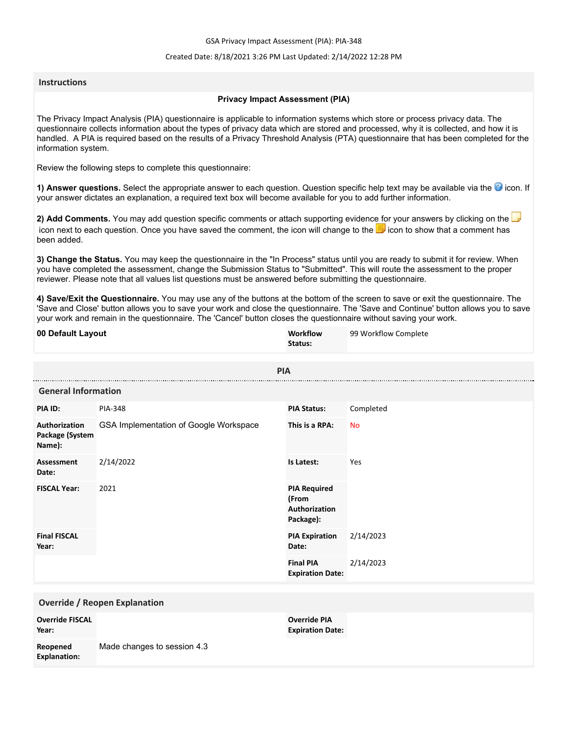GSA Privacy Impact Assessment (PIA): PIA-348

Created Date: 8/18/2021 3:26 PM Last Updated: 2/14/2022 12:28 PM

## Instructions

### Privacy Impact Assessment (PIA)

The Privacy Impact Analysis (PIA) questionnaire is applicable to information systems which store or process privacy data. The questionnaire collects information about the types of privacy data which are stored and processed, why it is collected, and how it is handled. A PIA is required based on the results of a Privacy Threshold Analysis (PTA) questionnaire that has been completed for the information system.

Review the following steps to complete this questionnaire:

**1) Answer questions.** Select the appropriate answer to each question. Question specific help text may be available via the icon. If your answer dictates an explanation, a required text box will become available for you to add further information.

**2) Add Comments.** You may add question specific comments or attach supporting evidence for your answers by clicking on the icon next to each question. Once you have saved the comment, the icon will change to the icon to show that a comment has been added.

**3) Change the Status.** You may keep the questionnaire in the "In Process" status until you are ready to submit it for review. When you have completed the assessment, change the Submission Status to "Submitted". This will route the assessment to the proper reviewer. Please note that all values list questions must be answered before submitting the questionnaire.

**4) Save/Exit the Questionnaire.** You may use any of the buttons at the bottom of the screen to save or exit the questionnaire. The 'Save and Close' button allows you to save your work and close the questionnaire. The 'Save and Continue' button allows you to save your work and remain in the questionnaire. The 'Cancel' button closes the questionnaire without saving your work.

| **00 Default Layout** | **Workflow Status:** | 99 Workflow Complete |
|---|---|---|

## PIA

### General Information

| | | | |
|---|---|---|---|
| **PIA ID:** | PIA-348 | **PIA Status:** | Completed |
| **Authorization Package (System Name):** | GSA Implementation of Google Workspace | **This is a RPA:** | No |
| **Assessment Date:** | 2/14/2022 | **Is Latest:** | Yes |
| **FISCAL Year:** | 2021 | **PIA Required (From Authorization Package):** | |
| **Final FISCAL Year:** | | **PIA Expiration Date:** | 2/14/2023 |
| | | **Final PIA Expiration Date:** | 2/14/2023 |

### Override / Reopen Explanation

| | | | |
|---|---|---|---|
| **Override FISCAL Year:** | | **Override PIA Expiration Date:** | |
| **Reopened Explanation:** | Made changes to session 4.3 | | |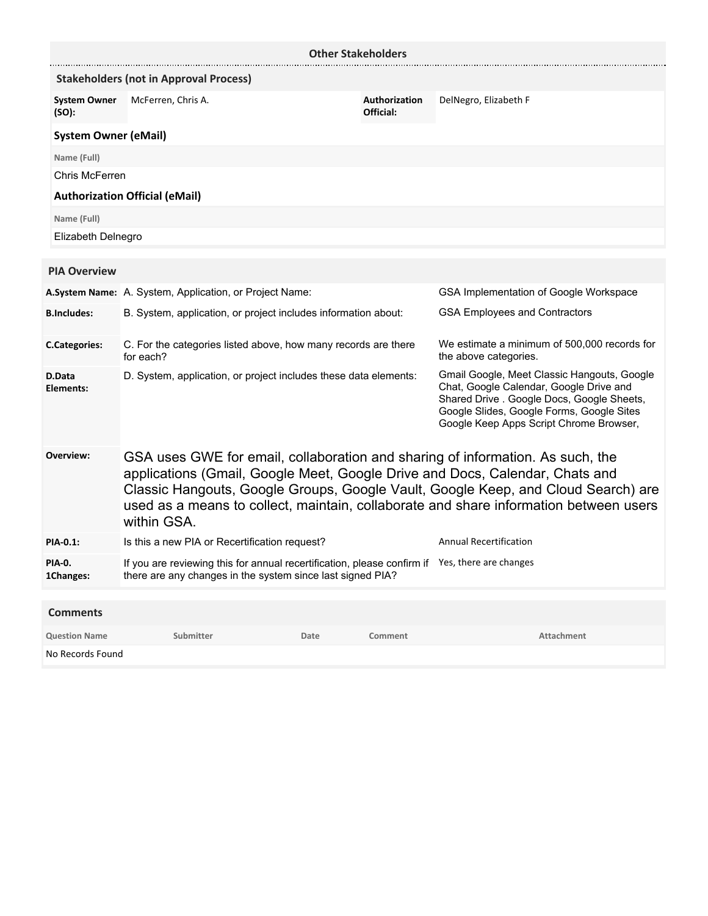## Other Stakeholders

### Stakeholders (not in Approval Process)

| | | | |
|---|---|---|---|
| **System Owner (SO):** | McFerren, Chris A. | **Authorization Official:** | DelNegro, Elizabeth F |

**System Owner (eMail)**

| Name (Full) |
|---|
| Chris McFerren |

**Authorization Official (eMail)**

| Name (Full) |
|---|
| Elizabeth Delnegro |

## PIA Overview

| | | |
|---|---|---|
| **A.System Name:** | A. System, Application, or Project Name: | GSA Implementation of Google Workspace |
| **B.Includes:** | B. System, application, or project includes information about: | GSA Employees and Contractors |
| **C.Categories:** | C. For the categories listed above, how many records are there for each? | We estimate a minimum of 500,000 records for the above categories. |
| **D.Data Elements:** | D. System, application, or project includes these data elements: | Gmail Google, Meet Classic Hangouts, Google Chat, Google Calendar, Google Drive and Shared Drive . Google Docs, Google Sheets, Google Slides, Google Forms, Google Sites Google Keep Apps Script Chrome Browser, |
| **Overview:** | GSA uses GWE for email, collaboration and sharing of information. As such, the applications (Gmail, Google Meet, Google Drive and Docs, Calendar, Chats and Classic Hangouts, Google Groups, Google Vault, Google Keep, and Cloud Search) are used as a means to collect, maintain, collaborate and share information between users within GSA. | |
| **PIA-0.1:** | Is this a new PIA or Recertification request? | Annual Recertification |
| **PIA-0. 1Changes:** | If you are reviewing this for annual recertification, please confirm if there are any changes in the system since last signed PIA? | Yes, there are changes |

## Comments

| Question Name | Submitter | Date | Comment | Attachment |
|---|---|---|---|---|
| No Records Found | | | | |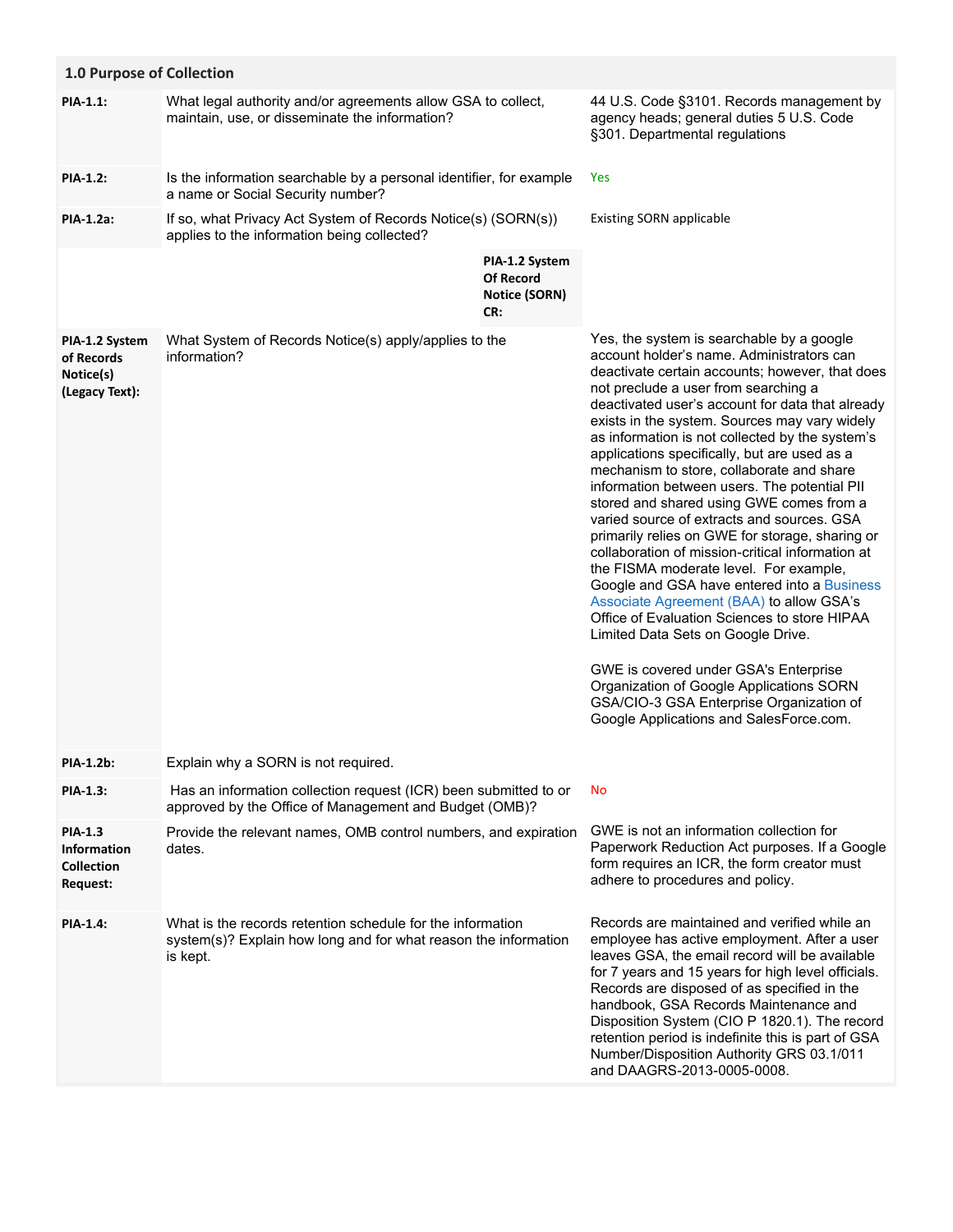## 1.0 Purpose of Collection

| | | |
|---|---|---|
| **PIA-1.1:** | What legal authority and/or agreements allow GSA to collect, maintain, use, or disseminate the information? | 44 U.S. Code §3101. Records management by agency heads; general duties 5 U.S. Code §301. Departmental regulations |
| **PIA-1.2:** | Is the information searchable by a personal identifier, for example a name or Social Security number? | Yes |
| **PIA-1.2a:** | If so, what Privacy Act System of Records Notice(s) (SORN(s)) applies to the information being collected? | Existing SORN applicable |
| | **PIA-1.2 System Of Record Notice (SORN) CR:** | |
| **PIA-1.2 System of Records Notice(s) (Legacy Text):** | What System of Records Notice(s) apply/applies to the information? | Yes, the system is searchable by a google account holder's name. Administrators can deactivate certain accounts; however, that does not preclude a user from searching a deactivated user's account for data that already exists in the system. Sources may vary widely as information is not collected by the system's applications specifically, but are used as a mechanism to store, collaborate and share information between users. The potential PII stored and shared using GWE comes from a varied source of extracts and sources. GSA primarily relies on GWE for storage, sharing or collaboration of mission-critical information at the FISMA moderate level. For example, Google and GSA have entered into a Business Associate Agreement (BAA) to allow GSA's Office of Evaluation Sciences to store HIPAA Limited Data Sets on Google Drive.<br><br>GWE is covered under GSA's Enterprise Organization of Google Applications SORN GSA/CIO-3 GSA Enterprise Organization of Google Applications and SalesForce.com. |
| **PIA-1.2b:** | Explain why a SORN is not required. | |
| **PIA-1.3:** | Has an information collection request (ICR) been submitted to or approved by the Office of Management and Budget (OMB)? | No |
| **PIA-1.3 Information Collection Request:** | Provide the relevant names, OMB control numbers, and expiration dates. | GWE is not an information collection for Paperwork Reduction Act purposes. If a Google form requires an ICR, the form creator must adhere to procedures and policy. |
| **PIA-1.4:** | What is the records retention schedule for the information system(s)? Explain how long and for what reason the information is kept. | Records are maintained and verified while an employee has active employment. After a user leaves GSA, the email record will be available for 7 years and 15 years for high level officials. Records are disposed of as specified in the handbook, GSA Records Maintenance and Disposition System (CIO P 1820.1). The record retention period is indefinite this is part of GSA Number/Disposition Authority GRS 03.1/011 and DAAGRS-2013-0005-0008. |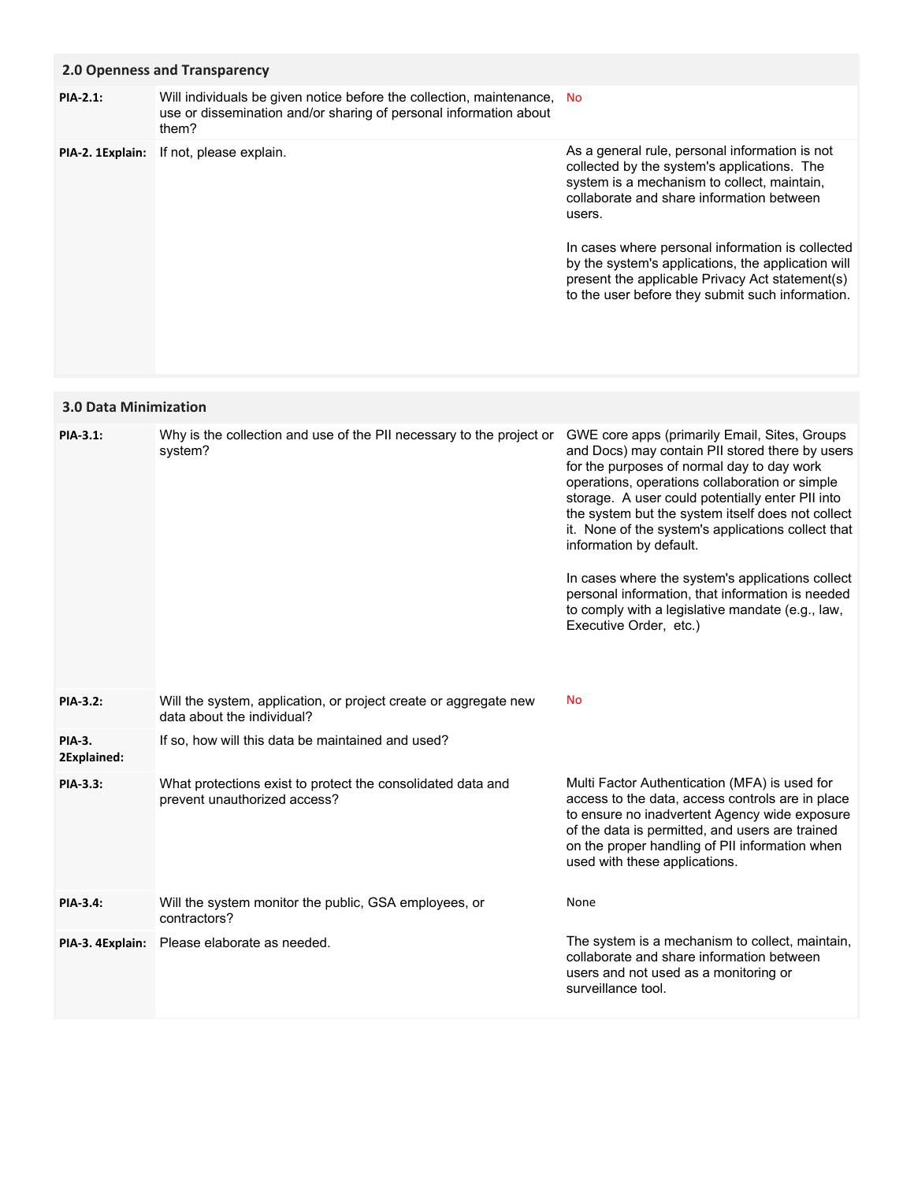## 2.0 Openness and Transparency

| | | |
|---|---|---|
| **PIA-2.1:** | Will individuals be given notice before the collection, maintenance, use or dissemination and/or sharing of personal information about them? | No |
| **PIA-2. 1Explain:** | If not, please explain. | As a general rule, personal information is not collected by the system's applications. The system is a mechanism to collect, maintain, collaborate and share information between users.<br><br>In cases where personal information is collected by the system's applications, the application will present the applicable Privacy Act statement(s) to the user before they submit such information. |

## 3.0 Data Minimization

| | | |
|---|---|---|
| **PIA-3.1:** | Why is the collection and use of the PII necessary to the project or system? | GWE core apps (primarily Email, Sites, Groups and Docs) may contain PII stored there by users for the purposes of normal day to day work operations, operations collaboration or simple storage. A user could potentially enter PII into the system but the system itself does not collect it. None of the system's applications collect that information by default.<br><br>In cases where the system's applications collect personal information, that information is needed to comply with a legislative mandate (e.g., law, Executive Order, etc.) |
| **PIA-3.2:** | Will the system, application, or project create or aggregate new data about the individual? | No |
| **PIA-3. 2Explained:** | If so, how will this data be maintained and used? | |
| **PIA-3.3:** | What protections exist to protect the consolidated data and prevent unauthorized access? | Multi Factor Authentication (MFA) is used for access to the data, access controls are in place to ensure no inadvertent Agency wide exposure of the data is permitted, and users are trained on the proper handling of PII information when used with these applications. |
| **PIA-3.4:** | Will the system monitor the public, GSA employees, or contractors? | None |
| **PIA-3. 4Explain:** | Please elaborate as needed. | The system is a mechanism to collect, maintain, collaborate and share information between users and not used as a monitoring or surveillance tool. |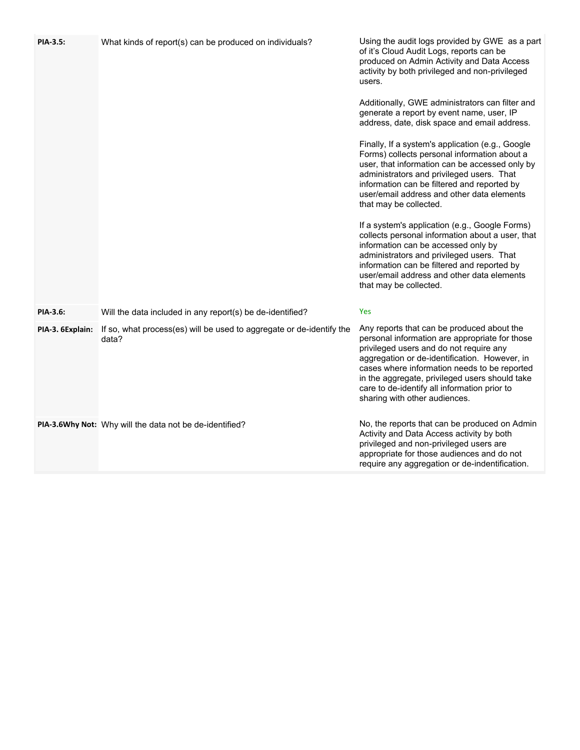| | | |
|---|---|---|
| **PIA-3.5:** | What kinds of report(s) can be produced on individuals? | Using the audit logs provided by GWE as a part of it's Cloud Audit Logs, reports can be produced on Admin Activity and Data Access activity by both privileged and non-privileged users.<br><br>Additionally, GWE administrators can filter and generate a report by event name, user, IP address, date, disk space and email address.<br><br>Finally, If a system's application (e.g., Google Forms) collects personal information about a user, that information can be accessed only by administrators and privileged users. That information can be filtered and reported by user/email address and other data elements that may be collected.<br><br>If a system's application (e.g., Google Forms) collects personal information about a user, that information can be accessed only by administrators and privileged users. That information can be filtered and reported by user/email address and other data elements that may be collected. |
| **PIA-3.6:** | Will the data included in any report(s) be de-identified? | Yes |
| **PIA-3. 6Explain:** | If so, what process(es) will be used to aggregate or de-identify the data? | Any reports that can be produced about the personal information are appropriate for those privileged users and do not require any aggregation or de-identification. However, in cases where information needs to be reported in the aggregate, privileged users should take care to de-identify all information prior to sharing with other audiences. |
| **PIA-3.6Why Not:** | Why will the data not be de-identified? | No, the reports that can be produced on Admin Activity and Data Access activity by both privileged and non-privileged users are appropriate for those audiences and do not require any aggregation or de-indentification. |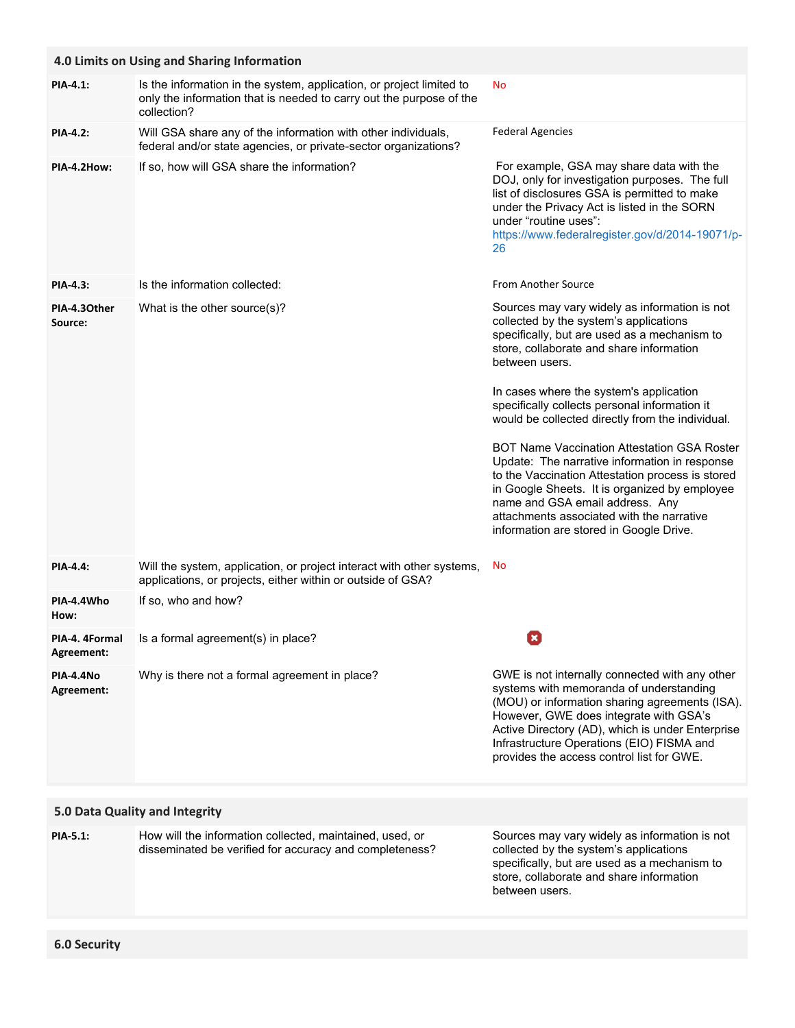## 4.0 Limits on Using and Sharing Information

| | | |
|---|---|---|
| **PIA-4.1:** | Is the information in the system, application, or project limited to only the information that is needed to carry out the purpose of the collection? | No |
| **PIA-4.2:** | Will GSA share any of the information with other individuals, federal and/or state agencies, or private-sector organizations? | Federal Agencies |
| **PIA-4.2How:** | If so, how will GSA share the information? | For example, GSA may share data with the DOJ, only for investigation purposes. The full list of disclosures GSA is permitted to make under the Privacy Act is listed in the SORN under "routine uses": https://www.federalregister.gov/d/2014-19071/p-26 |
| **PIA-4.3:** | Is the information collected: | From Another Source |
| **PIA-4.3Other Source:** | What is the other source(s)? | Sources may vary widely as information is not collected by the system's applications specifically, but are used as a mechanism to store, collaborate and share information between users.<br><br>In cases where the system's application specifically collects personal information it would be collected directly from the individual.<br><br>BOT Name Vaccination Attestation GSA Roster Update: The narrative information in response to the Vaccination Attestation process is stored in Google Sheets. It is organized by employee name and GSA email address. Any attachments associated with the narrative information are stored in Google Drive. |
| **PIA-4.4:** | Will the system, application, or project interact with other systems, applications, or projects, either within or outside of GSA? | No |
| **PIA-4.4Who How:** | If so, who and how? | |
| **PIA-4. 4Formal Agreement:** | Is a formal agreement(s) in place? | ☒ |
| **PIA-4.4No Agreement:** | Why is there not a formal agreement in place? | GWE is not internally connected with any other systems with memoranda of understanding (MOU) or information sharing agreements (ISA). However, GWE does integrate with GSA's Active Directory (AD), which is under Enterprise Infrastructure Operations (EIO) FISMA and provides the access control list for GWE. |

## 5.0 Data Quality and Integrity

| | | |
|---|---|---|
| **PIA-5.1:** | How will the information collected, maintained, used, or disseminated be verified for accuracy and completeness? | Sources may vary widely as information is not collected by the system's applications specifically, but are used as a mechanism to store, collaborate and share information between users. |

## 6.0 Security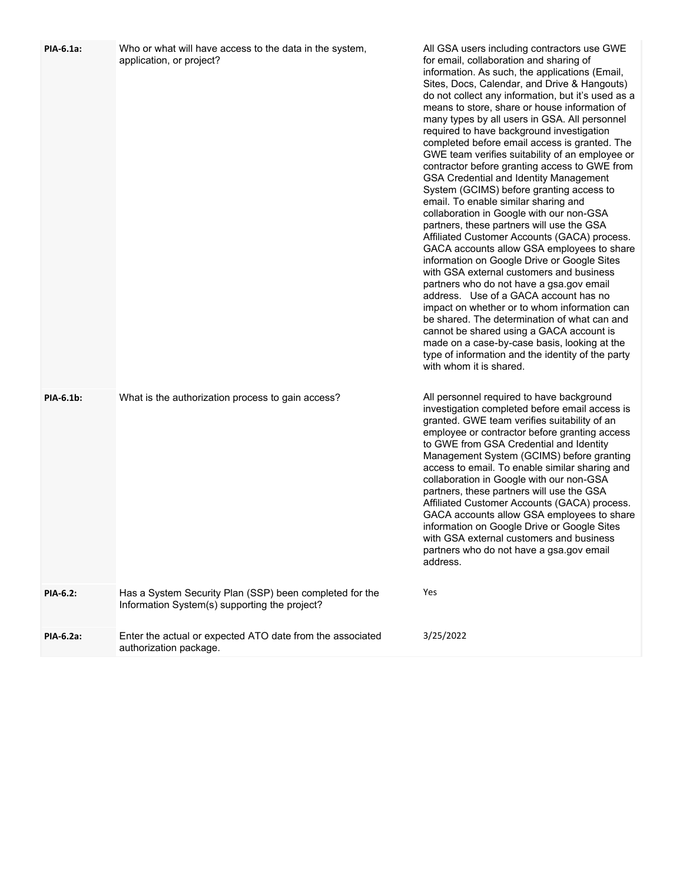| | | |
|---|---|---|
| **PIA-6.1a:** | Who or what will have access to the data in the system, application, or project? | All GSA users including contractors use GWE for email, collaboration and sharing of information. As such, the applications (Email, Sites, Docs, Calendar, and Drive & Hangouts) do not collect any information, but it's used as a means to store, share or house information of many types by all users in GSA. All personnel required to have background investigation completed before email access is granted. The GWE team verifies suitability of an employee or contractor before granting access to GWE from GSA Credential and Identity Management System (GCIMS) before granting access to email. To enable similar sharing and collaboration in Google with our non-GSA partners, these partners will use the GSA Affiliated Customer Accounts (GACA) process. GACA accounts allow GSA employees to share information on Google Drive or Google Sites with GSA external customers and business partners who do not have a gsa.gov email address. Use of a GACA account has no impact on whether or to whom information can be shared. The determination of what can and cannot be shared using a GACA account is made on a case-by-case basis, looking at the type of information and the identity of the party with whom it is shared. |
| **PIA-6.1b:** | What is the authorization process to gain access? | All personnel required to have background investigation completed before email access is granted. GWE team verifies suitability of an employee or contractor before granting access to GWE from GSA Credential and Identity Management System (GCIMS) before granting access to email. To enable similar sharing and collaboration in Google with our non-GSA partners, these partners will use the GSA Affiliated Customer Accounts (GACA) process. GACA accounts allow GSA employees to share information on Google Drive or Google Sites with GSA external customers and business partners who do not have a gsa.gov email address. |
| **PIA-6.2:** | Has a System Security Plan (SSP) been completed for the Information System(s) supporting the project? | Yes |
| **PIA-6.2a:** | Enter the actual or expected ATO date from the associated authorization package. | 3/25/2022 |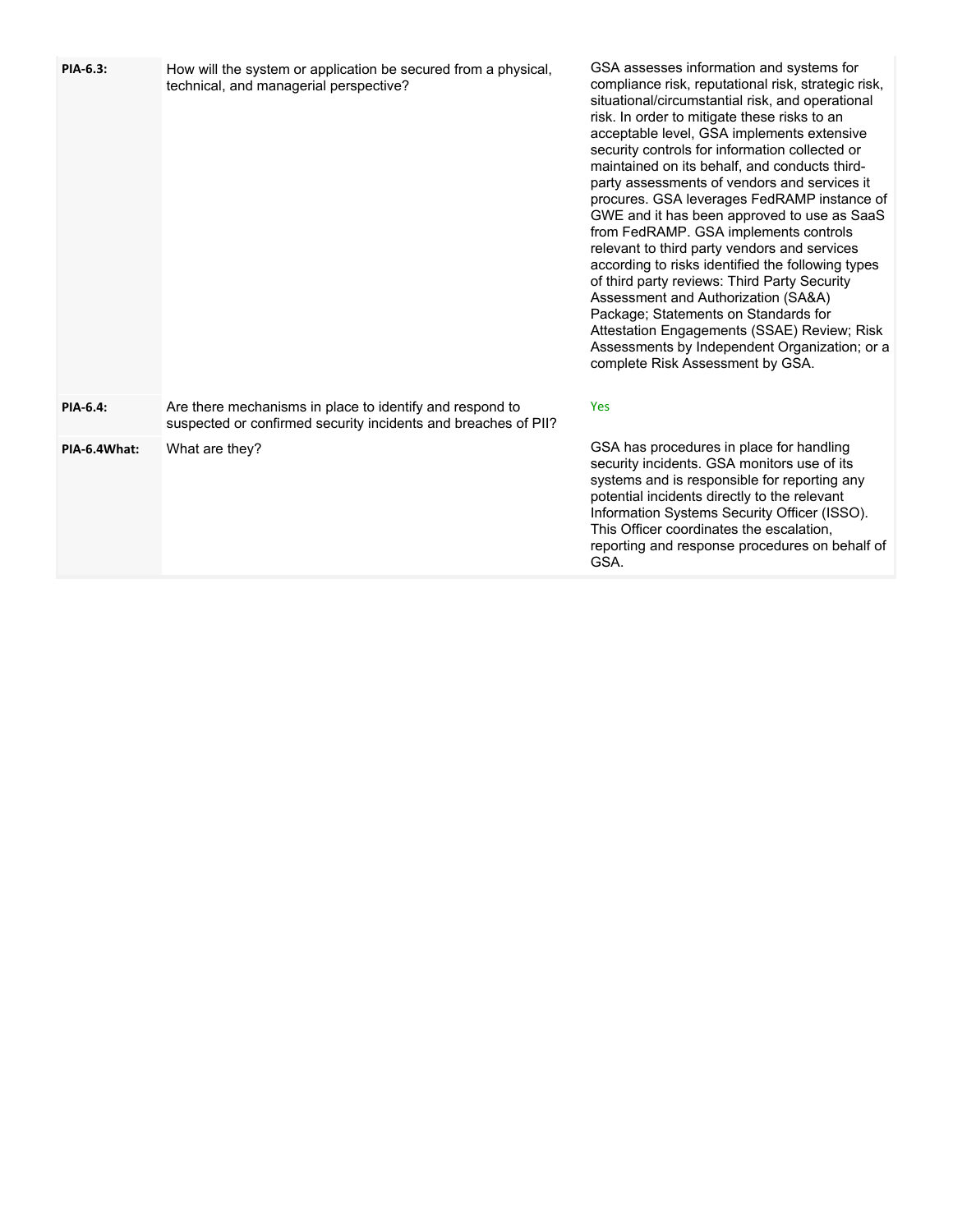| | | |
|---|---|---|
| **PIA-6.3:** | How will the system or application be secured from a physical, technical, and managerial perspective? | GSA assesses information and systems for compliance risk, reputational risk, strategic risk, situational/circumstantial risk, and operational risk. In order to mitigate these risks to an acceptable level, GSA implements extensive security controls for information collected or maintained on its behalf, and conducts third-party assessments of vendors and services it procures. GSA leverages FedRAMP instance of GWE and it has been approved to use as SaaS from FedRAMP. GSA implements controls relevant to third party vendors and services according to risks identified the following types of third party reviews: Third Party Security Assessment and Authorization (SA&A) Package; Statements on Standards for Attestation Engagements (SSAE) Review; Risk Assessments by Independent Organization; or a complete Risk Assessment by GSA. |
| **PIA-6.4:** | Are there mechanisms in place to identify and respond to suspected or confirmed security incidents and breaches of PII? | Yes |
| **PIA-6.4What:** | What are they? | GSA has procedures in place for handling security incidents. GSA monitors use of its systems and is responsible for reporting any potential incidents directly to the relevant Information Systems Security Officer (ISSO). This Officer coordinates the escalation, reporting and response procedures on behalf of GSA. |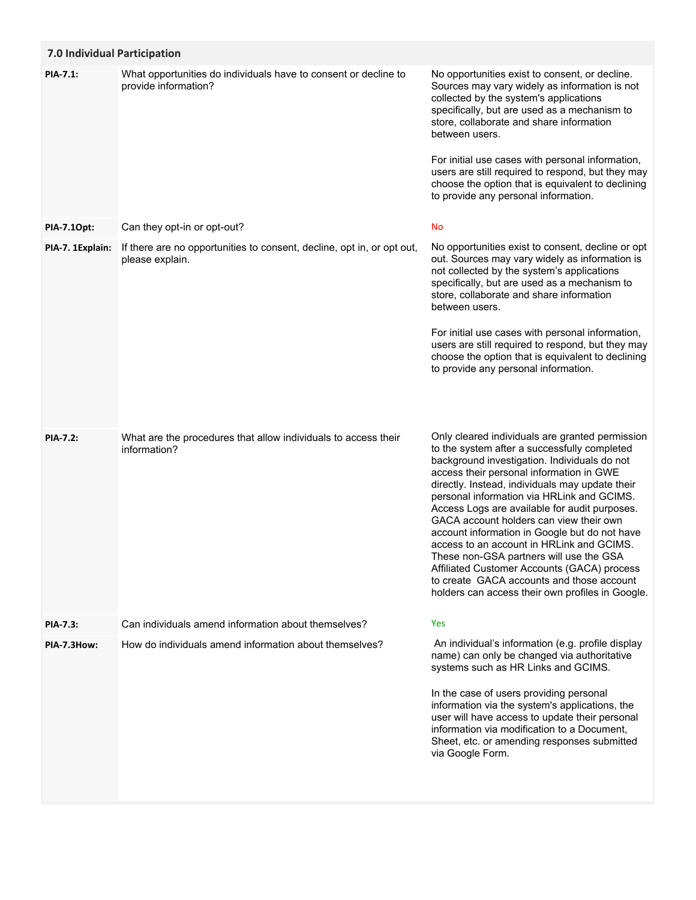## 7.0 Individual Participation

| | | |
|---|---|---|
| **PIA-7.1:** | What opportunities do individuals have to consent or decline to provide information? | No opportunities exist to consent, or decline. Sources may vary widely as information is not collected by the system's applications specifically, but are used as a mechanism to store, collaborate and share information between users.<br><br>For initial use cases with personal information, users are still required to respond, but they may choose the option that is equivalent to declining to provide any personal information. |
| **PIA-7.1Opt:** | Can they opt-in or opt-out? | No |
| **PIA-7. 1Explain:** | If there are no opportunities to consent, decline, opt in, or opt out, please explain. | No opportunities exist to consent, decline or opt out. Sources may vary widely as information is not collected by the system's applications specifically, but are used as a mechanism to store, collaborate and share information between users.<br><br>For initial use cases with personal information, users are still required to respond, but they may choose the option that is equivalent to declining to provide any personal information. |
| **PIA-7.2:** | What are the procedures that allow individuals to access their information? | Only cleared individuals are granted permission to the system after a successfully completed background investigation. Individuals do not access their personal information in GWE directly. Instead, individuals may update their personal information via HRLink and GCIMS. Access Logs are available for audit purposes. GACA account holders can view their own account information in Google but do not have access to an account in HRLink and GCIMS. These non-GSA partners will use the GSA Affiliated Customer Accounts (GACA) process to create GACA accounts and those account holders can access their own profiles in Google. |
| **PIA-7.3:** | Can individuals amend information about themselves? | Yes |
| **PIA-7.3How:** | How do individuals amend information about themselves? | An individual's information (e.g. profile display name) can only be changed via authoritative systems such as HR Links and GCIMS.<br><br>In the case of users providing personal information via the system's applications, the user will have access to update their personal information via modification to a Document, Sheet, etc. or amending responses submitted via Google Form. |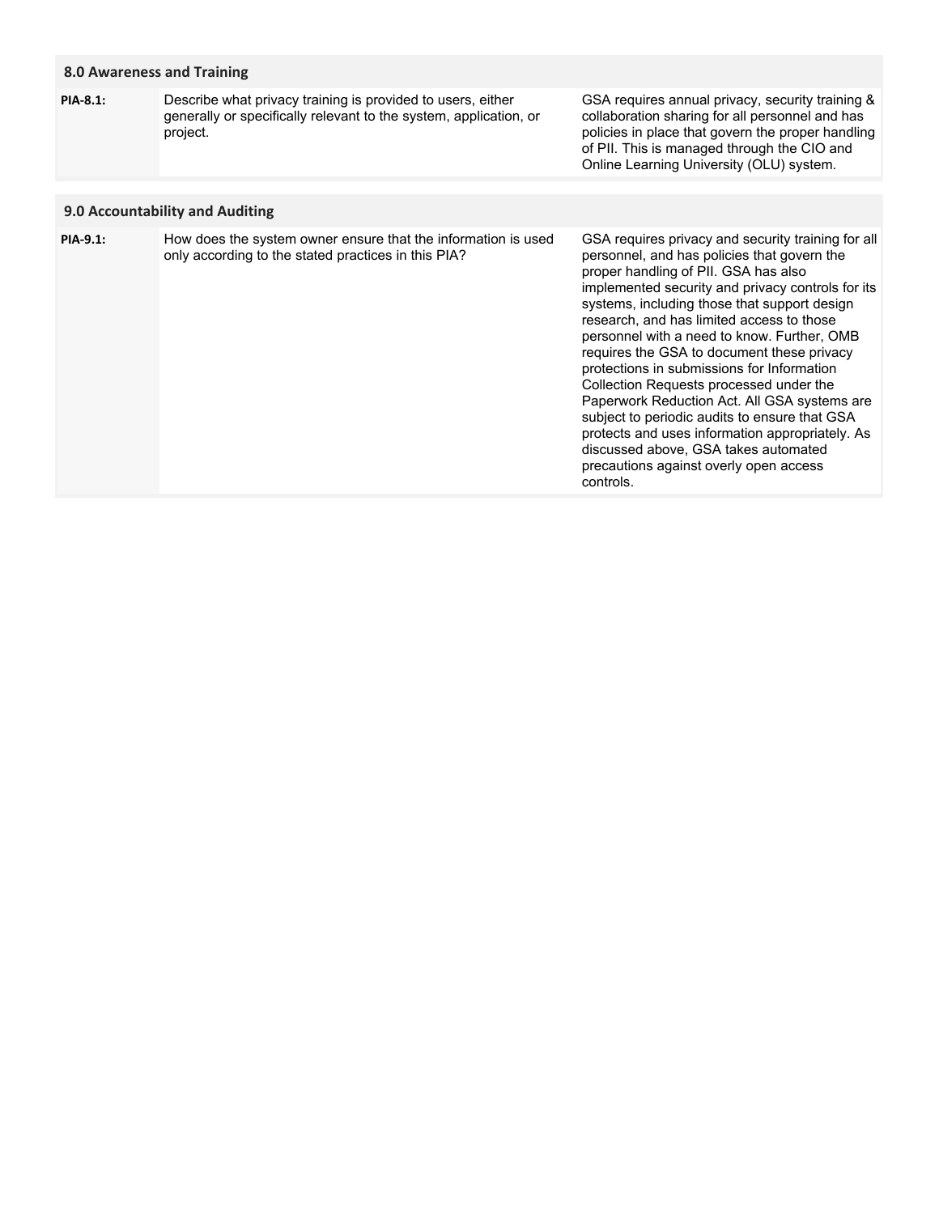## 8.0 Awareness and Training

| | | |
|---|---|---|
| **PIA-8.1:** | Describe what privacy training is provided to users, either generally or specifically relevant to the system, application, or project. | GSA requires annual privacy, security training & collaboration sharing for all personnel and has policies in place that govern the proper handling of PII. This is managed through the CIO and Online Learning University (OLU) system. |

## 9.0 Accountability and Auditing

| | | |
|---|---|---|
| **PIA-9.1:** | How does the system owner ensure that the information is used only according to the stated practices in this PIA? | GSA requires privacy and security training for all personnel, and has policies that govern the proper handling of PII. GSA has also implemented security and privacy controls for its systems, including those that support design research, and has limited access to those personnel with a need to know. Further, OMB requires the GSA to document these privacy protections in submissions for Information Collection Requests processed under the Paperwork Reduction Act. All GSA systems are subject to periodic audits to ensure that GSA protects and uses information appropriately. As discussed above, GSA takes automated precautions against overly open access controls. |